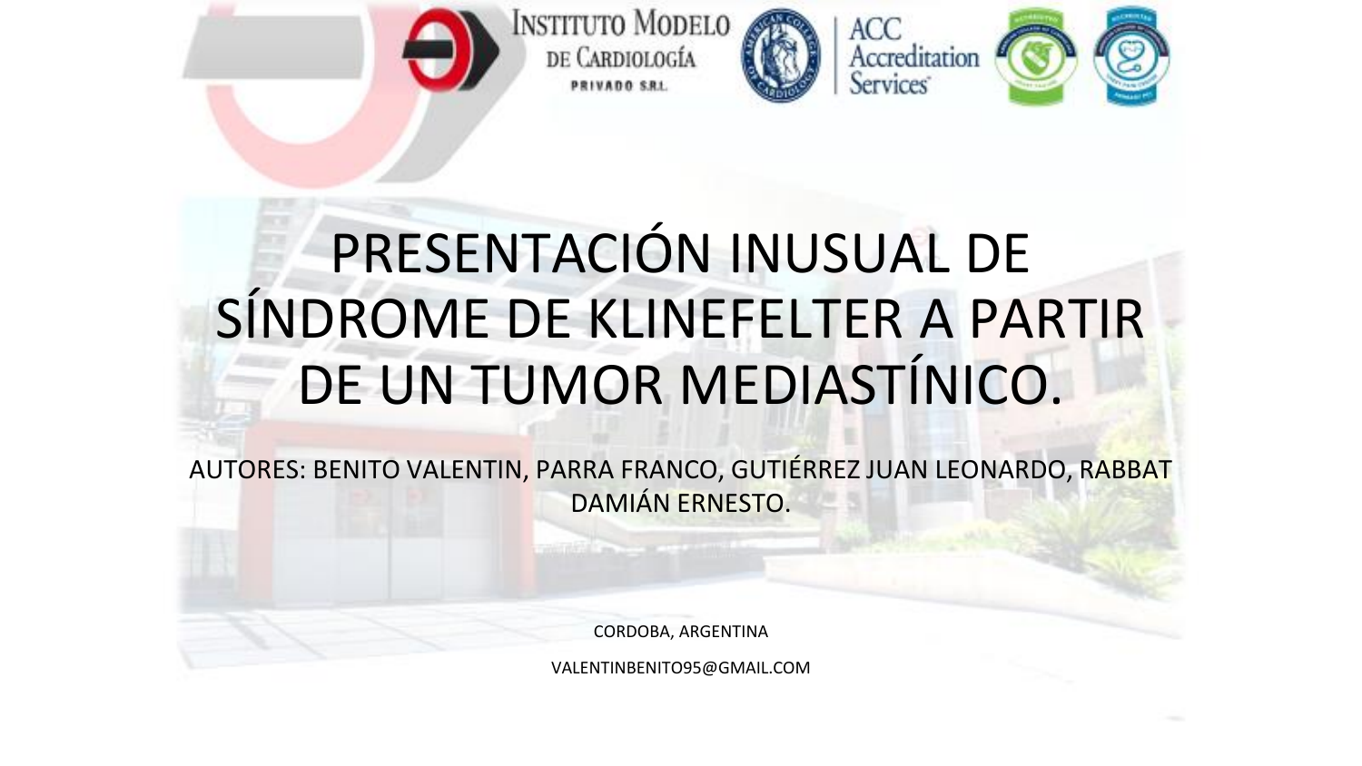# PRESENTACIÓN INUSUAL DE SÍNDROME DE KLINEFELTER A PARTIR DE UN TUMOR MEDIASTÍNICO.

AUTORES: BENITO VALENTIN, PARRA FRANCO, GUTIÉRREZ JUAN LEONARDO, RABBAT DAMIÁN ERNESTO.

CORDOBA, ARGENTINA

VALENTINBENITO95@GMAIL.COM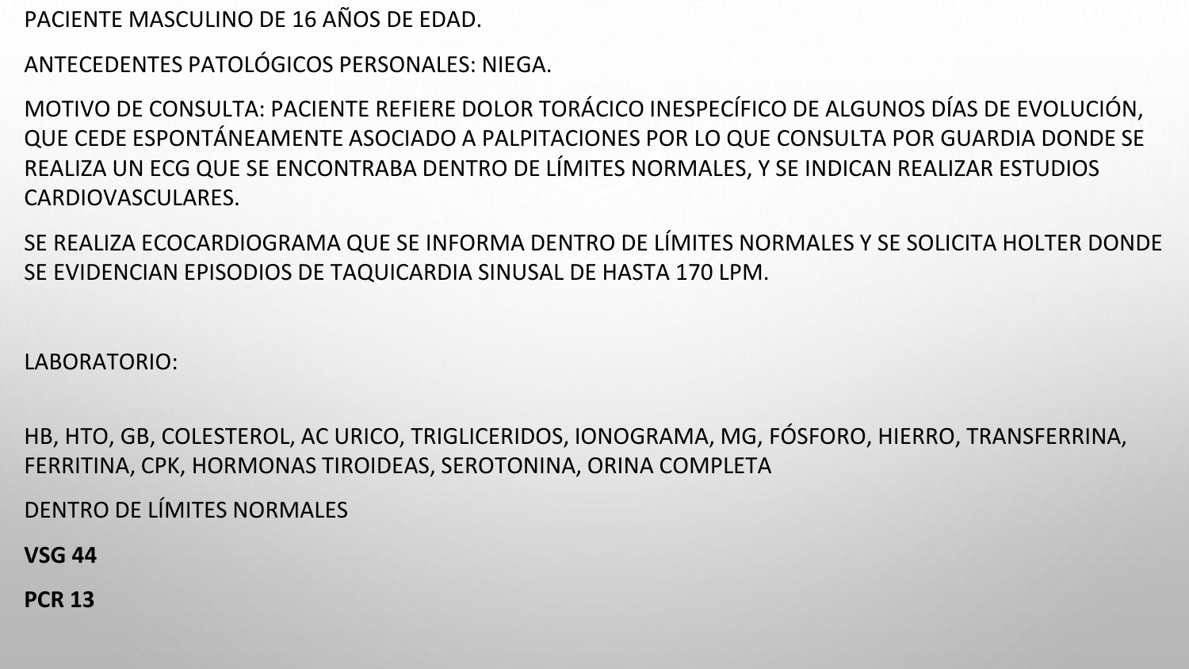PACIENTE MASCULINO DE 16 AÑOS DE EDAD.

ANTECEDENTES PATOLÓGICOS PERSONALES: NIEGA.

MOTIVO DE CONSULTA: PACIENTE REFIERE DOLOR TORÁCICO INESPECÍFICO DE ALGUNOS DÍAS DE EVOLUCIÓN, QUE CEDE ESPONTÁNEAMENTE ASOCIADO A PALPITACIONES POR LO QUE CONSULTA POR GUARDIA DONDE SE REALIZA UN ECG QUE SE ENCONTRABA DENTRO DE LÍMITES NORMALES, Y SE INDICAN REALIZAR ESTUDIOS CARDIOVASCULARES.

SE REALIZA ECOCARDIOGRAMA QUE SE INFORMA DENTRO DE LÍMITES NORMALES Y SE SOLICITA HOLTER DONDE SE EVIDENCIAN EPISODIOS DE TAQUICARDIA SINUSAL DE HASTA 170 LPM.

LABORATORIO:

HB, HTO, GB, COLESTEROL, AC URICO, TRIGLICERIDOS, IONOGRAMA, MG, FÓSFORO, HIERRO, TRANSFERRINA, FERRITINA, CPK, HORMONAS TIROIDEAS, SEROTONINA, ORINA COMPLETA

DENTRO DE LÍMITES NORMALES

**VSG 44**

**PCR 13**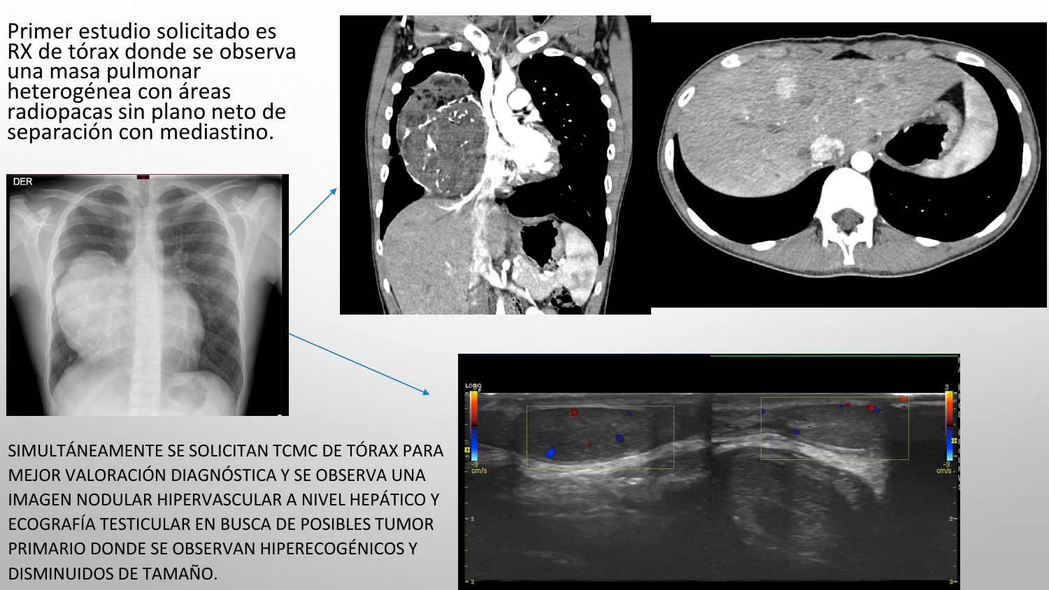Primer estudio solicitado es RX de tórax donde se observa una masa pulmonar heterogénea con áreas radiopacas sin plano neto de separación con mediastino.

SIMULTÁNEAMENTE SE SOLICITAN TCMC DE TÓRAX PARA MEJOR VALORACIÓN DIAGNÓSTICA Y SE OBSERVA UNA IMAGEN NODULAR HIPERVASCULAR A NIVEL HEPÁTICO Y ECOGRAFÍA TESTICULAR EN BUSCA DE POSIBLES TUMOR PRIMARIO DONDE SE OBSERVAN HIPERECOGÉNICOS Y DISMINUIDOS DE TAMAÑO.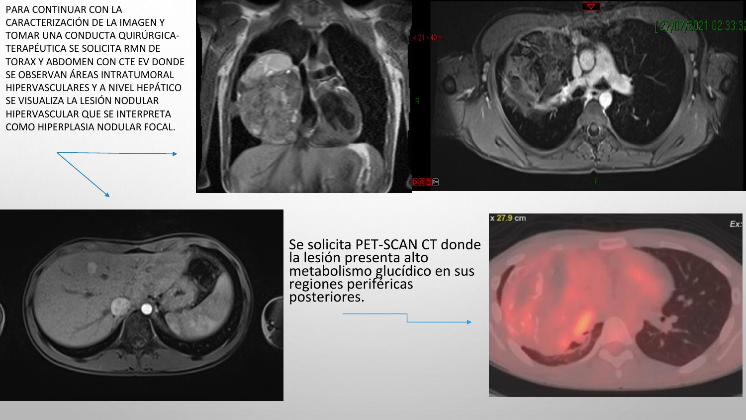PARA CONTINUAR CON LA CARACTERIZACIÓN DE LA IMAGEN Y TOMAR UNA CONDUCTA QUIRÚRGICA-TERAPÉUTICA SE SOLICITA RMN DE TORAX Y ABDOMEN CON CTE EV DONDE SE OBSERVAN ÁREAS INTRATUMORAL HIPERVASCULARES Y A NIVEL HEPÁTICO SE VISUALIZA LA LESIÓN NODULAR HIPERVASCULAR QUE SE INTERPRETA COMO HIPERPLASIA NODULAR FOCAL.

Se solicita PET-SCAN CT donde la lesión presenta alto metabolismo glucídico en sus regiones periféricas posteriores.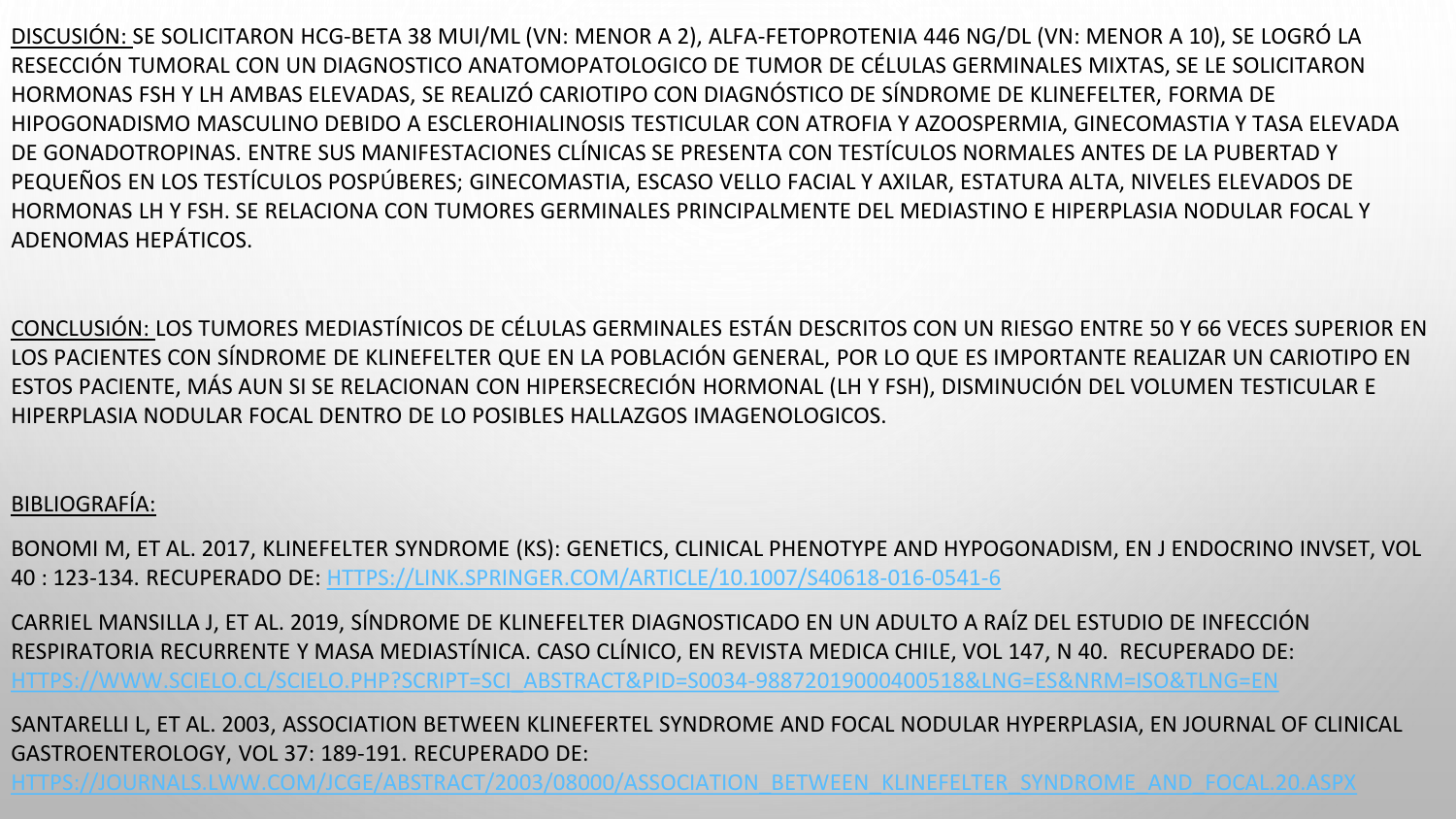DISCUSIÓN: SE SOLICITARON HCG-BETA 38 MUI/ML (VN: MENOR A 2), ALFA-FETOPROTENIA 446 NG/DL (VN: MENOR A 10), SE LOGRÓ LA RESECCIÓN TUMORAL CON UN DIAGNOSTICO ANATOMOPATOLOGICO DE TUMOR DE CÉLULAS GERMINALES MIXTAS, SE LE SOLICITARON HORMONAS FSH Y LH AMBAS ELEVADAS, SE REALIZÓ CARIOTIPO CON DIAGNÓSTICO DE SÍNDROME DE KLINEFELTER, FORMA DE HIPOGONADISMO MASCULINO DEBIDO A ESCLEROHIALINOSIS TESTICULAR CON ATROFIA Y AZOOSPERMIA, GINECOMASTIA Y TASA ELEVADA DE GONADOTROPINAS. ENTRE SUS MANIFESTACIONES CLÍNICAS SE PRESENTA CON TESTÍCULOS NORMALES ANTES DE LA PUBERTAD Y PEQUEÑOS EN LOS TESTÍCULOS POSPÚBERES; GINECOMASTIA, ESCASO VELLO FACIAL Y AXILAR, ESTATURA ALTA, NIVELES ELEVADOS DE HORMONAS LH Y FSH. SE RELACIONA CON TUMORES GERMINALES PRINCIPALMENTE DEL MEDIASTINO E HIPERPLASIA NODULAR FOCAL Y ADENOMAS HEPÁTICOS.

CONCLUSIÓN: LOS TUMORES MEDIASTÍNICOS DE CÉLULAS GERMINALES ESTÁN DESCRITOS CON UN RIESGO ENTRE 50 Y 66 VECES SUPERIOR EN LOS PACIENTES CON SÍNDROME DE KLINEFELTER QUE EN LA POBLACIÓN GENERAL, POR LO QUE ES IMPORTANTE REALIZAR UN CARIOTIPO EN ESTOS PACIENTE, MÁS AUN SI SE RELACIONAN CON HIPERSECRECIÓN HORMONAL (LH Y FSH), DISMINUCIÓN DEL VOLUMEN TESTICULAR E HIPERPLASIA NODULAR FOCAL DENTRO DE LO POSIBLES HALLAZGOS IMAGENOLOGICOS.

BIBLIOGRAFÍA:

BONOMI M, ET AL. 2017, KLINEFELTER SYNDROME (KS): GENETICS, CLINICAL PHENOTYPE AND HYPOGONADISM, EN J ENDOCRINO INVSET, VOL 40 : 123-134. RECUPERADO DE: HTTPS://LINK.SPRINGER.COM/ARTICLE/10.1007/S40618-016-0541-6

CARRIEL MANSILLA J, ET AL. 2019, SÍNDROME DE KLINEFELTER DIAGNOSTICADO EN UN ADULTO A RAÍZ DEL ESTUDIO DE INFECCIÓN RESPIRATORIA RECURRENTE Y MASA MEDIASTÍNICA. CASO CLÍNICO, EN REVISTA MEDICA CHILE, VOL 147, N 40. RECUPERADO DE: HTTPS://WWW.SCIELO.CL/SCIELO.PHP?SCRIPT=SCI_ABSTRACT&PID=S0034-98872019000400518&LNG=ES&NRM=ISO&TLNG=EN

SANTARELLI L, ET AL. 2003, ASSOCIATION BETWEEN KLINEFERTEL SYNDROME AND FOCAL NODULAR HYPERPLASIA, EN JOURNAL OF CLINICAL GASTROENTEROLOGY, VOL 37: 189-191. RECUPERADO DE: HTTPS://JOURNALS.LWW.COM/JCGE/ABSTRACT/2003/08000/ASSOCIATION_BETWEEN_KLINEFELTER_SYNDROME_AND_FOCAL.20.ASPX